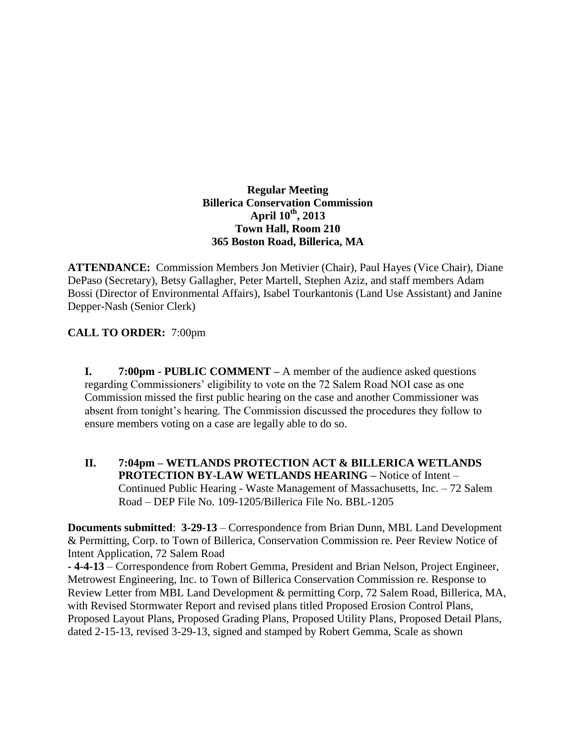**Regular Meeting**
**Billerica Conservation Commission**
**April 10th, 2013**
**Town Hall, Room 210**
**365 Boston Road, Billerica, MA**

**ATTENDANCE:** Commission Members Jon Metivier (Chair), Paul Hayes (Vice Chair), Diane DePaso (Secretary), Betsy Gallagher, Peter Martell, Stephen Aziz, and staff members Adam Bossi (Director of Environmental Affairs), Isabel Tourkantonis (Land Use Assistant) and Janine Depper-Nash (Senior Clerk)

**CALL TO ORDER:** 7:00pm

**I. 7:00pm - PUBLIC COMMENT –** A member of the audience asked questions regarding Commissioners' eligibility to vote on the 72 Salem Road NOI case as one Commission missed the first public hearing on the case and another Commissioner was absent from tonight's hearing. The Commission discussed the procedures they follow to ensure members voting on a case are legally able to do so.

**II. 7:04pm – WETLANDS PROTECTION ACT & BILLERICA WETLANDS PROTECTION BY-LAW WETLANDS HEARING –** Notice of Intent – Continued Public Hearing - Waste Management of Massachusetts, Inc. – 72 Salem Road – DEP File No. 109-1205/Billerica File No. BBL-1205

**Documents submitted**: **3-29-13** – Correspondence from Brian Dunn, MBL Land Development & Permitting, Corp. to Town of Billerica, Conservation Commission re. Peer Review Notice of Intent Application, 72 Salem Road

**- 4-4-13** – Correspondence from Robert Gemma, President and Brian Nelson, Project Engineer, Metrowest Engineering, Inc. to Town of Billerica Conservation Commission re. Response to Review Letter from MBL Land Development & permitting Corp, 72 Salem Road, Billerica, MA, with Revised Stormwater Report and revised plans titled Proposed Erosion Control Plans, Proposed Layout Plans, Proposed Grading Plans, Proposed Utility Plans, Proposed Detail Plans, dated 2-15-13, revised 3-29-13, signed and stamped by Robert Gemma, Scale as shown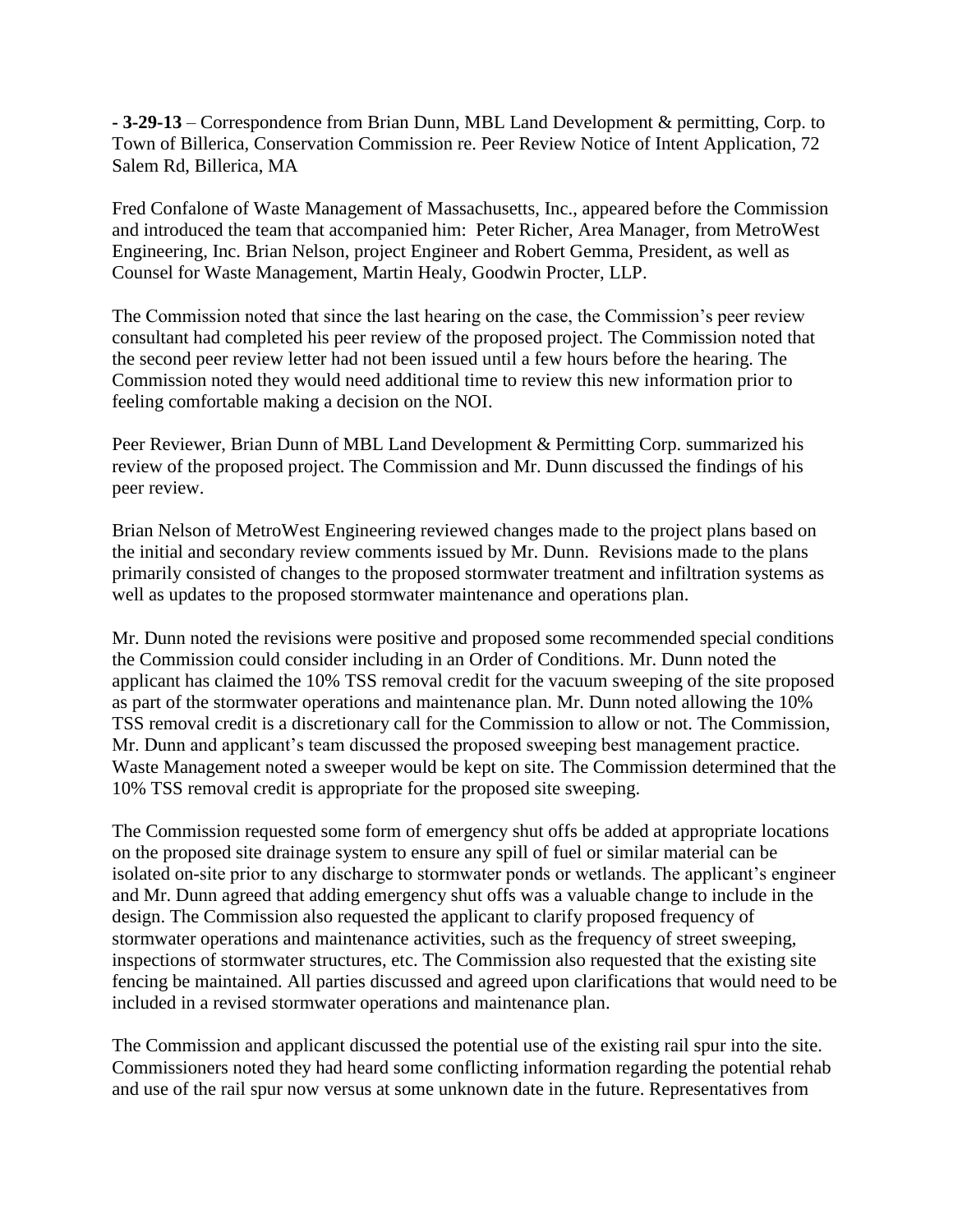**- 3-29-13** – Correspondence from Brian Dunn, MBL Land Development & permitting, Corp. to Town of Billerica, Conservation Commission re. Peer Review Notice of Intent Application, 72 Salem Rd, Billerica, MA

Fred Confalone of Waste Management of Massachusetts, Inc., appeared before the Commission and introduced the team that accompanied him: Peter Richer, Area Manager, from MetroWest Engineering, Inc. Brian Nelson, project Engineer and Robert Gemma, President, as well as Counsel for Waste Management, Martin Healy, Goodwin Procter, LLP.

The Commission noted that since the last hearing on the case, the Commission's peer review consultant had completed his peer review of the proposed project. The Commission noted that the second peer review letter had not been issued until a few hours before the hearing. The Commission noted they would need additional time to review this new information prior to feeling comfortable making a decision on the NOI.

Peer Reviewer, Brian Dunn of MBL Land Development & Permitting Corp. summarized his review of the proposed project. The Commission and Mr. Dunn discussed the findings of his peer review.

Brian Nelson of MetroWest Engineering reviewed changes made to the project plans based on the initial and secondary review comments issued by Mr. Dunn. Revisions made to the plans primarily consisted of changes to the proposed stormwater treatment and infiltration systems as well as updates to the proposed stormwater maintenance and operations plan.

Mr. Dunn noted the revisions were positive and proposed some recommended special conditions the Commission could consider including in an Order of Conditions. Mr. Dunn noted the applicant has claimed the 10% TSS removal credit for the vacuum sweeping of the site proposed as part of the stormwater operations and maintenance plan. Mr. Dunn noted allowing the 10% TSS removal credit is a discretionary call for the Commission to allow or not. The Commission, Mr. Dunn and applicant's team discussed the proposed sweeping best management practice. Waste Management noted a sweeper would be kept on site. The Commission determined that the 10% TSS removal credit is appropriate for the proposed site sweeping.

The Commission requested some form of emergency shut offs be added at appropriate locations on the proposed site drainage system to ensure any spill of fuel or similar material can be isolated on-site prior to any discharge to stormwater ponds or wetlands. The applicant's engineer and Mr. Dunn agreed that adding emergency shut offs was a valuable change to include in the design. The Commission also requested the applicant to clarify proposed frequency of stormwater operations and maintenance activities, such as the frequency of street sweeping, inspections of stormwater structures, etc. The Commission also requested that the existing site fencing be maintained. All parties discussed and agreed upon clarifications that would need to be included in a revised stormwater operations and maintenance plan.

The Commission and applicant discussed the potential use of the existing rail spur into the site. Commissioners noted they had heard some conflicting information regarding the potential rehab and use of the rail spur now versus at some unknown date in the future. Representatives from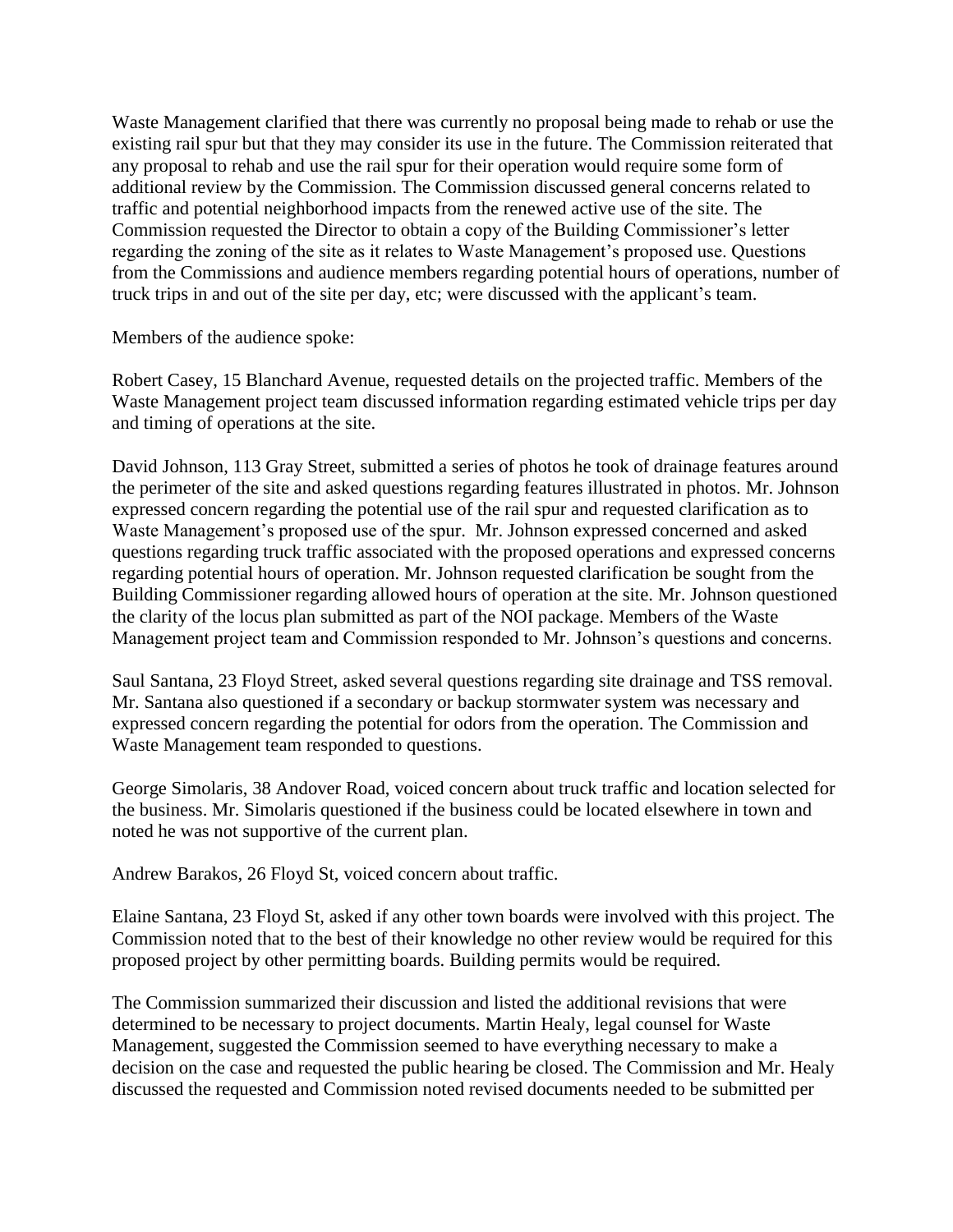Waste Management clarified that there was currently no proposal being made to rehab or use the existing rail spur but that they may consider its use in the future. The Commission reiterated that any proposal to rehab and use the rail spur for their operation would require some form of additional review by the Commission. The Commission discussed general concerns related to traffic and potential neighborhood impacts from the renewed active use of the site. The Commission requested the Director to obtain a copy of the Building Commissioner's letter regarding the zoning of the site as it relates to Waste Management's proposed use. Questions from the Commissions and audience members regarding potential hours of operations, number of truck trips in and out of the site per day, etc; were discussed with the applicant's team.

Members of the audience spoke:

Robert Casey, 15 Blanchard Avenue, requested details on the projected traffic. Members of the Waste Management project team discussed information regarding estimated vehicle trips per day and timing of operations at the site.

David Johnson, 113 Gray Street, submitted a series of photos he took of drainage features around the perimeter of the site and asked questions regarding features illustrated in photos. Mr. Johnson expressed concern regarding the potential use of the rail spur and requested clarification as to Waste Management's proposed use of the spur. Mr. Johnson expressed concerned and asked questions regarding truck traffic associated with the proposed operations and expressed concerns regarding potential hours of operation. Mr. Johnson requested clarification be sought from the Building Commissioner regarding allowed hours of operation at the site. Mr. Johnson questioned the clarity of the locus plan submitted as part of the NOI package. Members of the Waste Management project team and Commission responded to Mr. Johnson's questions and concerns.

Saul Santana, 23 Floyd Street, asked several questions regarding site drainage and TSS removal. Mr. Santana also questioned if a secondary or backup stormwater system was necessary and expressed concern regarding the potential for odors from the operation. The Commission and Waste Management team responded to questions.

George Simolaris, 38 Andover Road, voiced concern about truck traffic and location selected for the business. Mr. Simolaris questioned if the business could be located elsewhere in town and noted he was not supportive of the current plan.

Andrew Barakos, 26 Floyd St, voiced concern about traffic.

Elaine Santana, 23 Floyd St, asked if any other town boards were involved with this project. The Commission noted that to the best of their knowledge no other review would be required for this proposed project by other permitting boards. Building permits would be required.

The Commission summarized their discussion and listed the additional revisions that were determined to be necessary to project documents. Martin Healy, legal counsel for Waste Management, suggested the Commission seemed to have everything necessary to make a decision on the case and requested the public hearing be closed. The Commission and Mr. Healy discussed the requested and Commission noted revised documents needed to be submitted per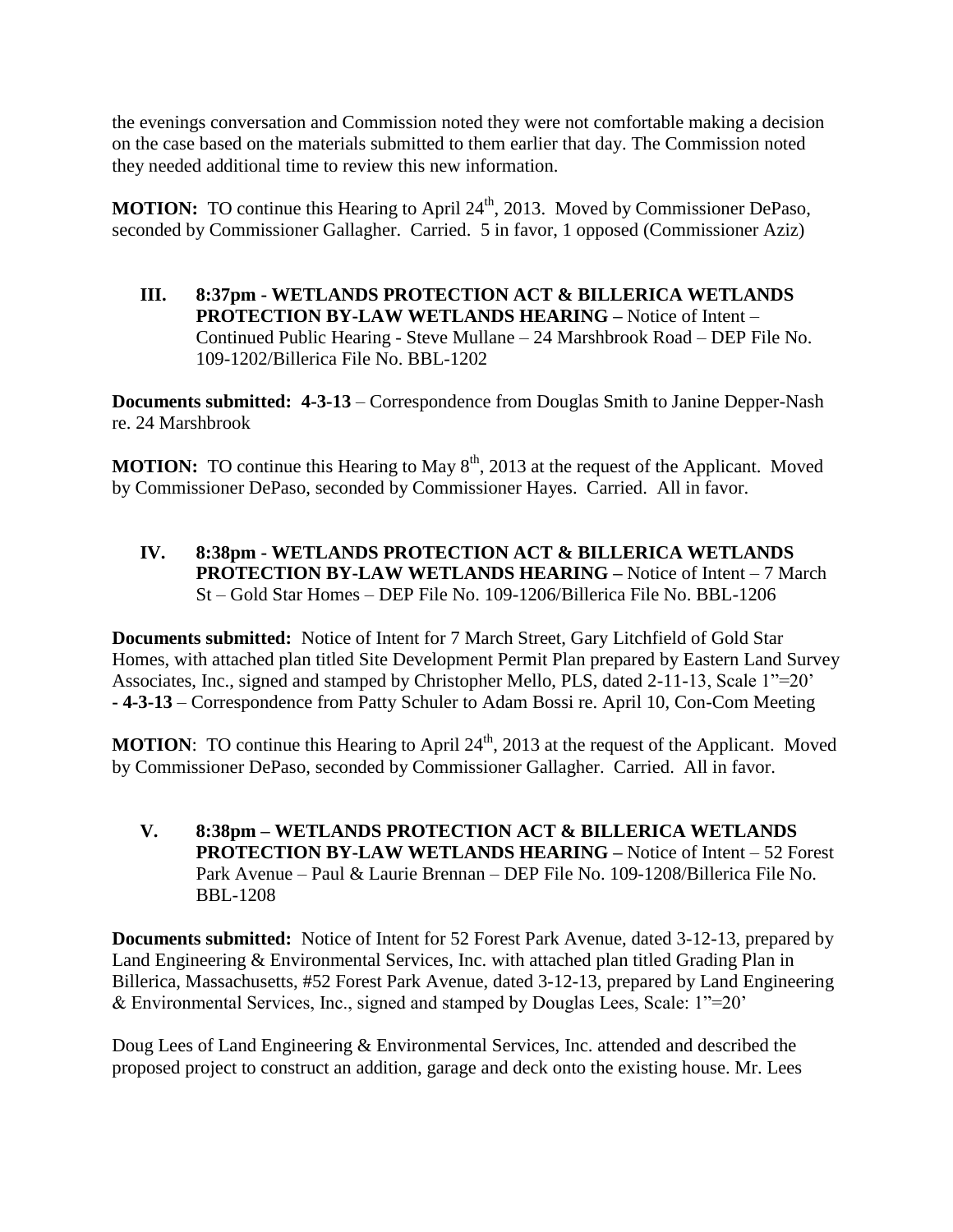the evenings conversation and Commission noted they were not comfortable making a decision on the case based on the materials submitted to them earlier that day. The Commission noted they needed additional time to review this new information.

**MOTION:** TO continue this Hearing to April 24th, 2013. Moved by Commissioner DePaso, seconded by Commissioner Gallagher. Carried. 5 in favor, 1 opposed (Commissioner Aziz)

**III. 8:37pm - WETLANDS PROTECTION ACT & BILLERICA WETLANDS PROTECTION BY-LAW WETLANDS HEARING –** Notice of Intent – Continued Public Hearing - Steve Mullane – 24 Marshbrook Road – DEP File No. 109-1202/Billerica File No. BBL-1202

**Documents submitted: 4-3-13** – Correspondence from Douglas Smith to Janine Depper-Nash re. 24 Marshbrook

**MOTION:** TO continue this Hearing to May 8th, 2013 at the request of the Applicant. Moved by Commissioner DePaso, seconded by Commissioner Hayes. Carried. All in favor.

**IV. 8:38pm - WETLANDS PROTECTION ACT & BILLERICA WETLANDS PROTECTION BY-LAW WETLANDS HEARING –** Notice of Intent – 7 March St – Gold Star Homes – DEP File No. 109-1206/Billerica File No. BBL-1206

**Documents submitted:** Notice of Intent for 7 March Street, Gary Litchfield of Gold Star Homes, with attached plan titled Site Development Permit Plan prepared by Eastern Land Survey Associates, Inc., signed and stamped by Christopher Mello, PLS, dated 2-11-13, Scale 1"=20'
**- 4-3-13** – Correspondence from Patty Schuler to Adam Bossi re. April 10, Con-Com Meeting

**MOTION**: TO continue this Hearing to April 24th, 2013 at the request of the Applicant. Moved by Commissioner DePaso, seconded by Commissioner Gallagher. Carried. All in favor.

**V. 8:38pm – WETLANDS PROTECTION ACT & BILLERICA WETLANDS PROTECTION BY-LAW WETLANDS HEARING –** Notice of Intent – 52 Forest Park Avenue – Paul & Laurie Brennan – DEP File No. 109-1208/Billerica File No. BBL-1208

**Documents submitted:** Notice of Intent for 52 Forest Park Avenue, dated 3-12-13, prepared by Land Engineering & Environmental Services, Inc. with attached plan titled Grading Plan in Billerica, Massachusetts, #52 Forest Park Avenue, dated 3-12-13, prepared by Land Engineering & Environmental Services, Inc., signed and stamped by Douglas Lees, Scale: 1"=20'

Doug Lees of Land Engineering & Environmental Services, Inc. attended and described the proposed project to construct an addition, garage and deck onto the existing house. Mr. Lees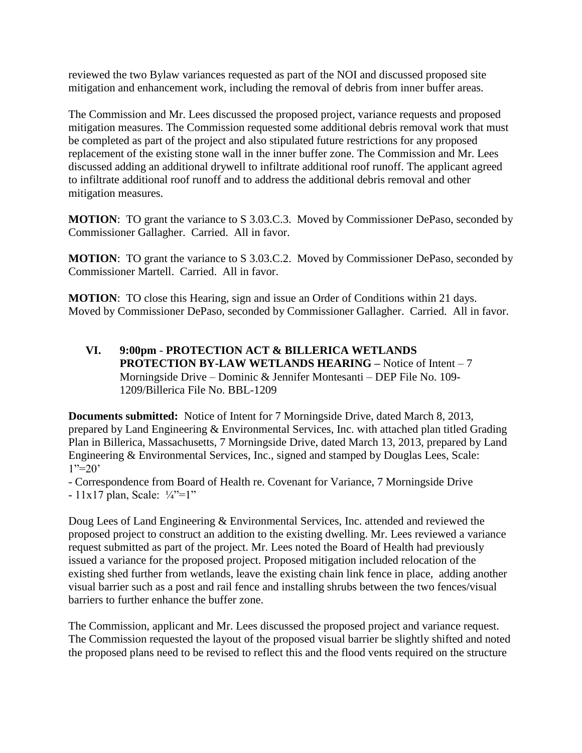reviewed the two Bylaw variances requested as part of the NOI and discussed proposed site mitigation and enhancement work, including the removal of debris from inner buffer areas.

The Commission and Mr. Lees discussed the proposed project, variance requests and proposed mitigation measures. The Commission requested some additional debris removal work that must be completed as part of the project and also stipulated future restrictions for any proposed replacement of the existing stone wall in the inner buffer zone. The Commission and Mr. Lees discussed adding an additional drywell to infiltrate additional roof runoff. The applicant agreed to infiltrate additional roof runoff and to address the additional debris removal and other mitigation measures.

**MOTION**: TO grant the variance to S 3.03.C.3. Moved by Commissioner DePaso, seconded by Commissioner Gallagher. Carried. All in favor.

**MOTION**: TO grant the variance to S 3.03.C.2. Moved by Commissioner DePaso, seconded by Commissioner Martell. Carried. All in favor.

**MOTION**: TO close this Hearing, sign and issue an Order of Conditions within 21 days. Moved by Commissioner DePaso, seconded by Commissioner Gallagher. Carried. All in favor.

## VI. 9:00pm - PROTECTION ACT & BILLERICA WETLANDS PROTECTION BY-LAW WETLANDS HEARING – Notice of Intent – 7 Morningside Drive – Dominic & Jennifer Montesanti – DEP File No. 109-1209/Billerica File No. BBL-1209

**Documents submitted:** Notice of Intent for 7 Morningside Drive, dated March 8, 2013, prepared by Land Engineering & Environmental Services, Inc. with attached plan titled Grading Plan in Billerica, Massachusetts, 7 Morningside Drive, dated March 13, 2013, prepared by Land Engineering & Environmental Services, Inc., signed and stamped by Douglas Lees, Scale: 1"=20'

- Correspondence from Board of Health re. Covenant for Variance, 7 Morningside Drive
- 11x17 plan, Scale: ¼"=1"

Doug Lees of Land Engineering & Environmental Services, Inc. attended and reviewed the proposed project to construct an addition to the existing dwelling. Mr. Lees reviewed a variance request submitted as part of the project. Mr. Lees noted the Board of Health had previously issued a variance for the proposed project. Proposed mitigation included relocation of the existing shed further from wetlands, leave the existing chain link fence in place, adding another visual barrier such as a post and rail fence and installing shrubs between the two fences/visual barriers to further enhance the buffer zone.

The Commission, applicant and Mr. Lees discussed the proposed project and variance request. The Commission requested the layout of the proposed visual barrier be slightly shifted and noted the proposed plans need to be revised to reflect this and the flood vents required on the structure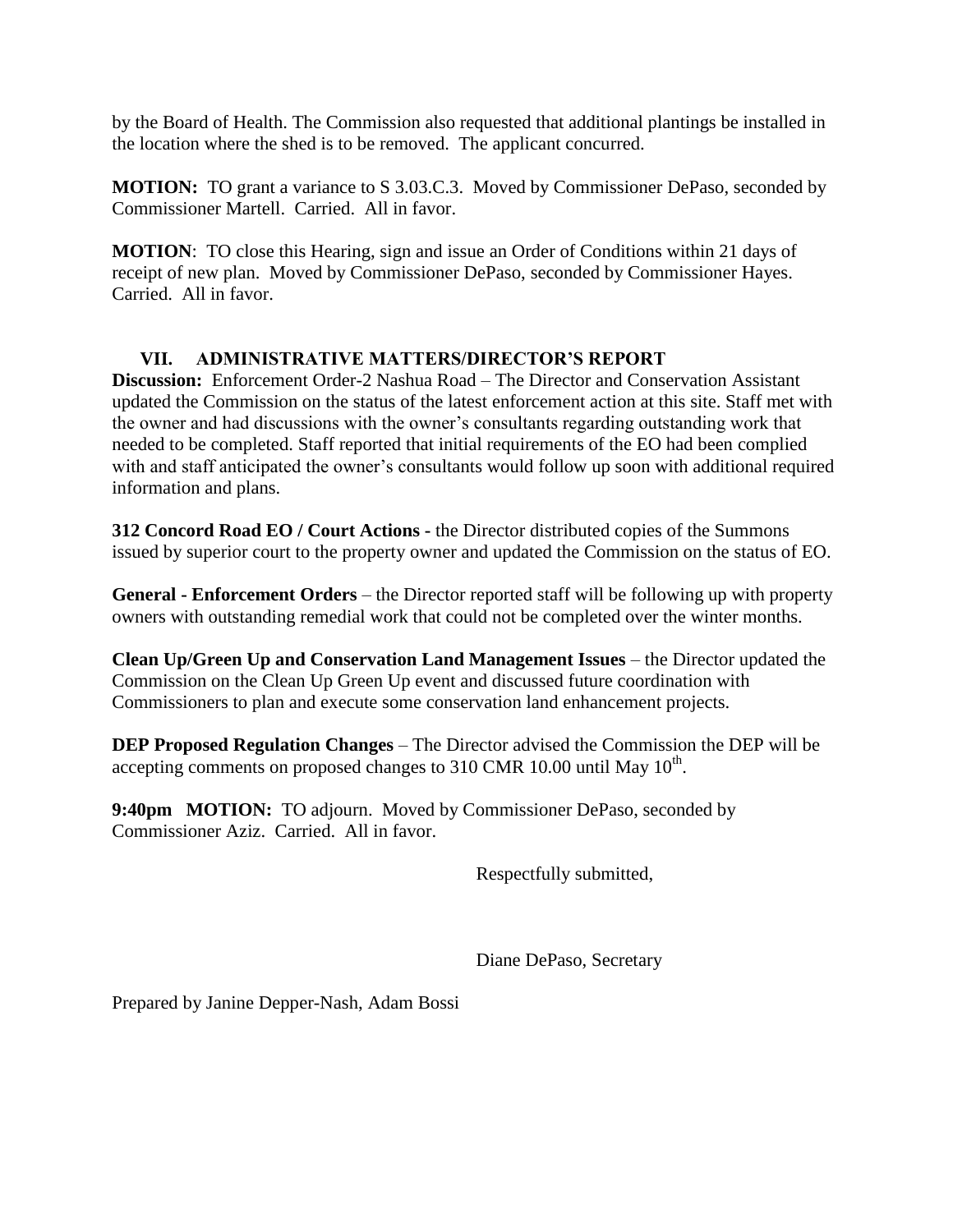by the Board of Health. The Commission also requested that additional plantings be installed in the location where the shed is to be removed. The applicant concurred.

**MOTION:** TO grant a variance to S 3.03.C.3. Moved by Commissioner DePaso, seconded by Commissioner Martell. Carried. All in favor.

**MOTION**: TO close this Hearing, sign and issue an Order of Conditions within 21 days of receipt of new plan. Moved by Commissioner DePaso, seconded by Commissioner Hayes. Carried. All in favor.

## VII. ADMINISTRATIVE MATTERS/DIRECTOR'S REPORT

**Discussion:** Enforcement Order-2 Nashua Road – The Director and Conservation Assistant updated the Commission on the status of the latest enforcement action at this site. Staff met with the owner and had discussions with the owner's consultants regarding outstanding work that needed to be completed. Staff reported that initial requirements of the EO had been complied with and staff anticipated the owner's consultants would follow up soon with additional required information and plans.

**312 Concord Road EO / Court Actions -** the Director distributed copies of the Summons issued by superior court to the property owner and updated the Commission on the status of EO.

**General - Enforcement Orders** – the Director reported staff will be following up with property owners with outstanding remedial work that could not be completed over the winter months.

**Clean Up/Green Up and Conservation Land Management Issues** – the Director updated the Commission on the Clean Up Green Up event and discussed future coordination with Commissioners to plan and execute some conservation land enhancement projects.

**DEP Proposed Regulation Changes** – The Director advised the Commission the DEP will be accepting comments on proposed changes to 310 CMR 10.00 until May 10th.

**9:40pm MOTION:** TO adjourn. Moved by Commissioner DePaso, seconded by Commissioner Aziz. Carried. All in favor.

Respectfully submitted,

Diane DePaso, Secretary

Prepared by Janine Depper-Nash, Adam Bossi